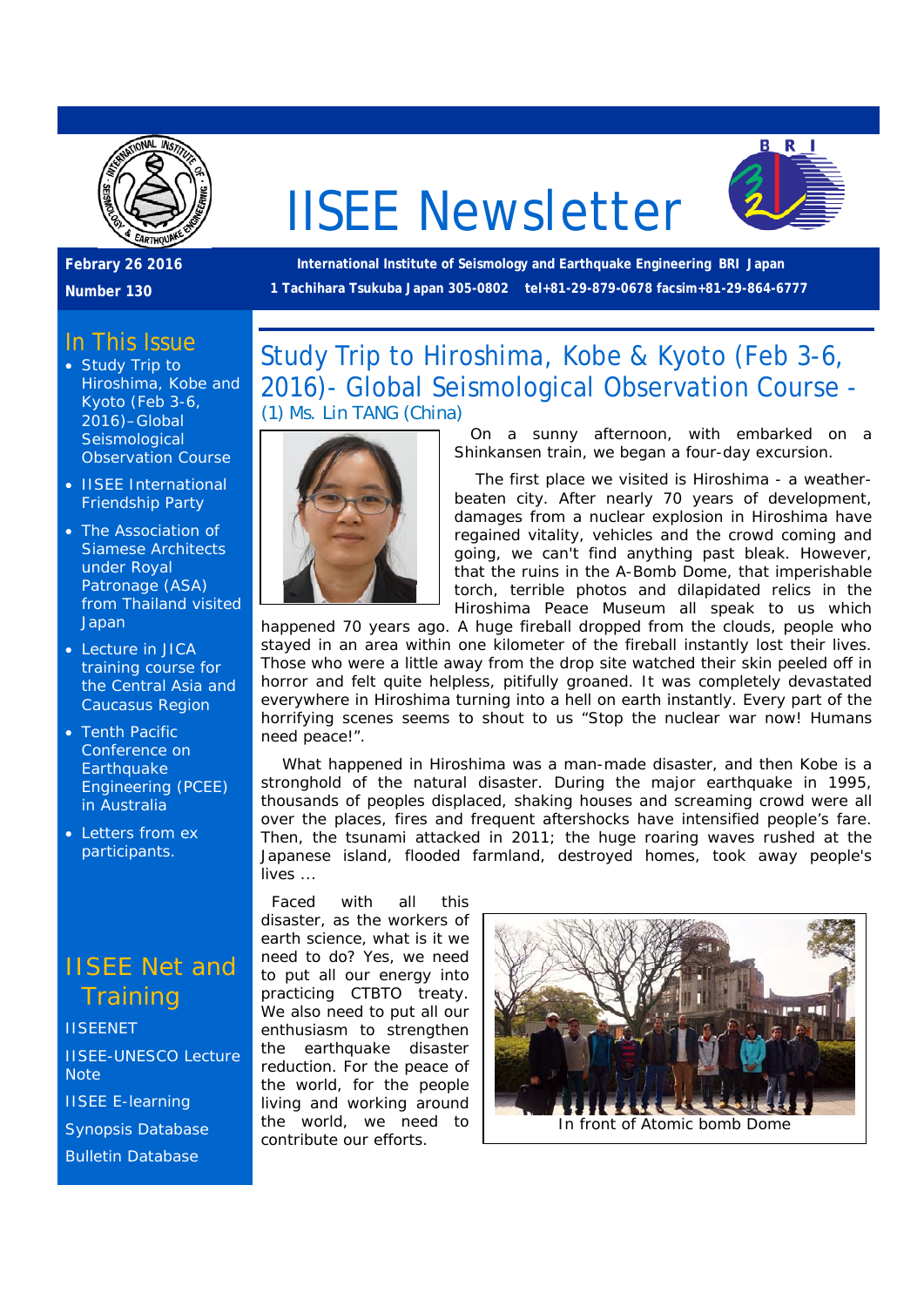# IISEE Newsletter

**Febrary 26 2016**

**Number 130**

**International Institute of Seismology and Earthquake Engineering BRI Japan**

**1 Tachihara Tsukuba Japan 305-0802 tel+81-29-879-0678 facsim+81-29-864-6777**

## In This Issue

- Study Trip to Hiroshima, Kobe and Kyoto (Feb 3-6, 2016)–Global Seismological Observation Course
- IISEE International Friendship Party
- The Association of Siamese Architects under Royal Patronage (ASA) from Thailand visited Japan
- Lecture in JICA training course for the Central Asia and Caucasus Region
- Tenth Pacific Conference on Earthquake Engineering (PCEE) in Australia
- Letters from ex participants.

## IISEE Net and Training

IISEENET

IISEE-UNESCO Lecture Note

IISEE E-learning

Synopsis Database

Bulletin Database

## Study Trip to Hiroshima, Kobe & Kyoto (Feb 3-6, 2016)- Global Seismological Observation Course -

(1) Ms. Lin TANG (China)

On a sunny afternoon, with embarked on a Shinkansen train, we began a four-day excursion.

The first place we visited is Hiroshima - a weather-beaten city. After nearly 70 years of development, damages from a nuclear explosion in Hiroshima have regained vitality, vehicles and the crowd coming and going, we can't find anything past bleak. However, that the ruins in the A-Bomb Dome, that imperishable torch, terrible photos and dilapidated relics in the Hiroshima Peace Museum all speak to us which happened 70 years ago. A huge fireball dropped from the clouds, people who stayed in an area within one kilometer of the fireball instantly lost their lives. Those who were a little away from the drop site watched their skin peeled off in horror and felt quite helpless, pitifully groaned. It was completely devastated everywhere in Hiroshima turning into a hell on earth instantly. Every part of the horrifying scenes seems to shout to us "Stop the nuclear war now! Humans need peace!".

What happened in Hiroshima was a man-made disaster, and then Kobe is a stronghold of the natural disaster. During the major earthquake in 1995, thousands of peoples displaced, shaking houses and screaming crowd were all over the places, fires and frequent aftershocks have intensified people's fare. Then, the tsunami attacked in 2011; the huge roaring waves rushed at the Japanese island, flooded farmland, destroyed homes, took away people's lives ...

Faced with all this disaster, as the workers of earth science, what is it we need to do? Yes, we need to put all our energy into practicing CTBTO treaty. We also need to put all our enthusiasm to strengthen the earthquake disaster reduction. For the peace of the world, for the people living and working around the world, we need to contribute our efforts.

In front of Atomic bomb Dome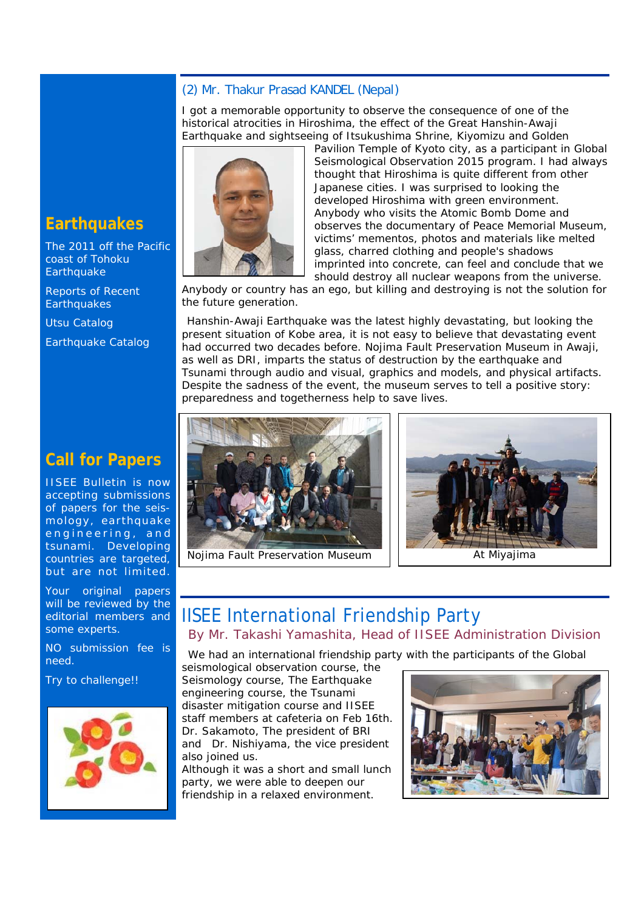## (2) Mr. Thakur Prasad KANDEL (Nepal)

I got a memorable opportunity to observe the consequence of one of the historical atrocities in Hiroshima, the effect of the Great Hanshin-Awaji Earthquake and sightseeing of Itsukushima Shrine, Kiyomizu and Golden Pavilion Temple of Kyoto city, as a participant in Global Seismological Observation 2015 program. I had always thought that Hiroshima is quite different from other Japanese cities. I was surprised to looking the developed Hiroshima with green environment. Anybody who visits the Atomic Bomb Dome and observes the documentary of Peace Memorial Museum, victims' mementos, photos and materials like melted glass, charred clothing and people's shadows imprinted into concrete, can feel and conclude that we should destroy all nuclear weapons from the universe. Anybody or country has an ego, but killing and destroying is not the solution for the future generation.

Hanshin-Awaji Earthquake was the latest highly devastating, but looking the present situation of Kobe area, it is not easy to believe that devastating event had occurred two decades before. Nojima Fault Preservation Museum in Awaji, as well as DRI, imparts the status of destruction by the earthquake and Tsunami through audio and visual, graphics and models, and physical artifacts. Despite the sadness of the event, the museum serves to tell a positive story: preparedness and togetherness help to save lives.

Nojima Fault Preservation Museum

At Miyajima

## IISEE International Friendship Party

### By Mr. Takashi Yamashita, Head of IISEE Administration Division

We had an international friendship party with the participants of the Global seismological observation course, the Seismology course, The Earthquake engineering course, the Tsunami disaster mitigation course and IISEE staff members at cafeteria on Feb 16th. Dr. Sakamoto, The president of BRI and Dr. Nishiyama, the vice president also joined us.
Although it was a short and small lunch party, we were able to deepen our friendship in a relaxed environment.

## Earthquakes

The 2011 off the Pacific coast of Tohoku Earthquake

Reports of Recent Earthquakes

Utsu Catalog

Earthquake Catalog

## Call for Papers

IISEE Bulletin is now accepting submissions of papers for the seismology, earthquake engineering, and tsunami. Developing countries are targeted, but are not limited.

Your original papers will be reviewed by the editorial members and some experts.

NO submission fee is need.

Try to challenge!!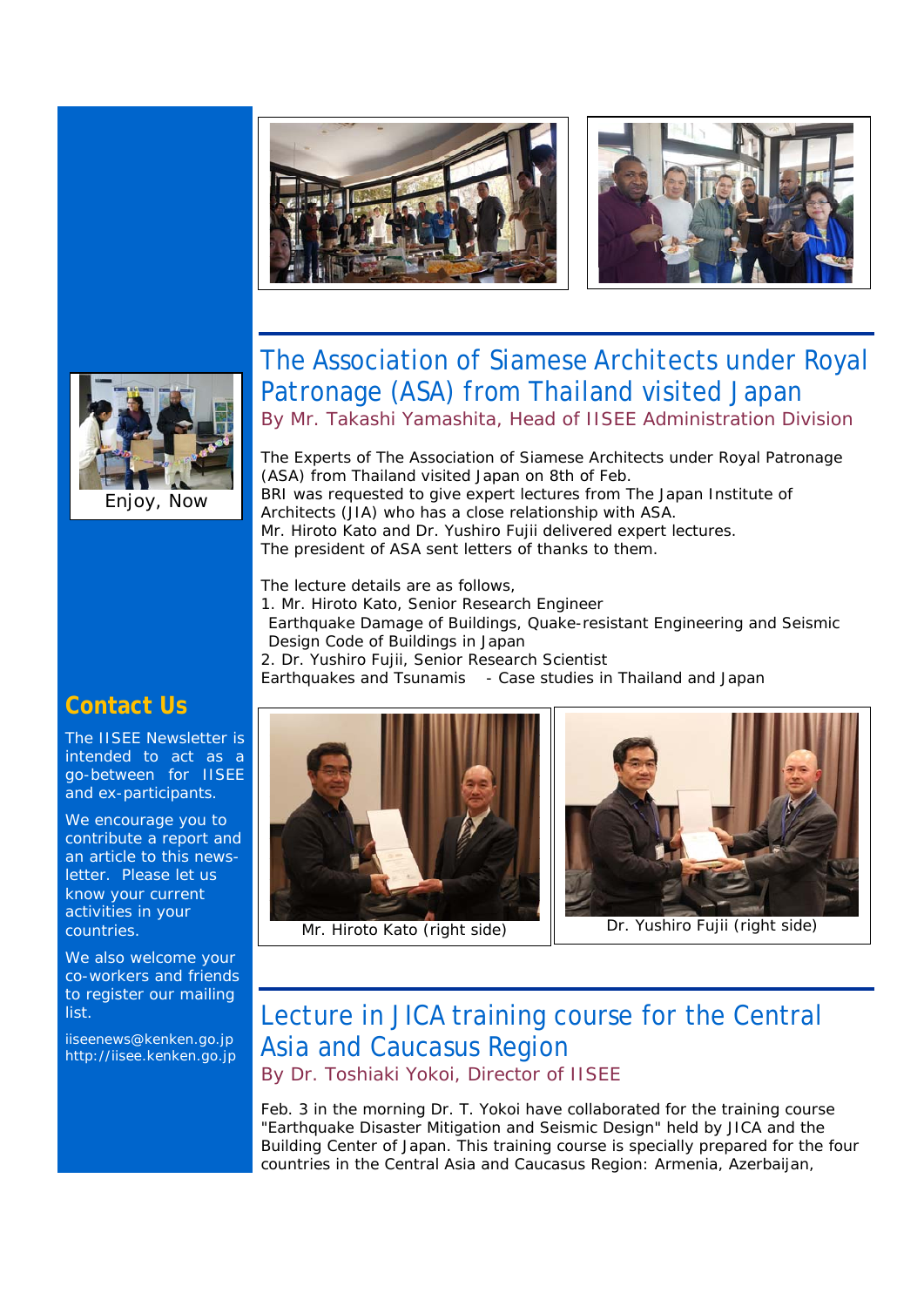Enjoy, Now

## The Association of Siamese Architects under Royal Patronage (ASA) from Thailand visited Japan

By Mr. Takashi Yamashita, Head of IISEE Administration Division

The Experts of The Association of Siamese Architects under Royal Patronage (ASA) from Thailand visited Japan on 8th of Feb.
BRI was requested to give expert lectures from The Japan Institute of Architects (JIA) who has a close relationship with ASA.
Mr. Hiroto Kato and Dr. Yushiro Fujii delivered expert lectures.
The president of ASA sent letters of thanks to them.

The lecture details are as follows,

1. Mr. Hiroto Kato, Senior Research Engineer
   Earthquake Damage of Buildings, Quake-resistant Engineering and Seismic Design Code of Buildings in Japan
2. Dr. Yushiro Fujii, Senior Research Scientist
   Earthquakes and Tsunamis - Case studies in Thailand and Japan

Mr. Hiroto Kato (right side)

Dr. Yushiro Fujii (right side)

## Lecture in JICA training course for the Central Asia and Caucasus Region

By Dr. Toshiaki Yokoi, Director of IISEE

Feb. 3 in the morning Dr. T. Yokoi have collaborated for the training course "Earthquake Disaster Mitigation and Seismic Design" held by JICA and the Building Center of Japan. This training course is specially prepared for the four countries in the Central Asia and Caucasus Region: Armenia, Azerbaijan,

## Contact Us

The IISEE Newsletter is intended to act as a go-between for IISEE and ex-participants.

We encourage you to contribute a report and an article to this news-letter. Please let us know your current activities in your countries.

We also welcome your co-workers and friends to register our mailing list.

iiseenews@kenken.go.jp
http://iisee.kenken.go.jp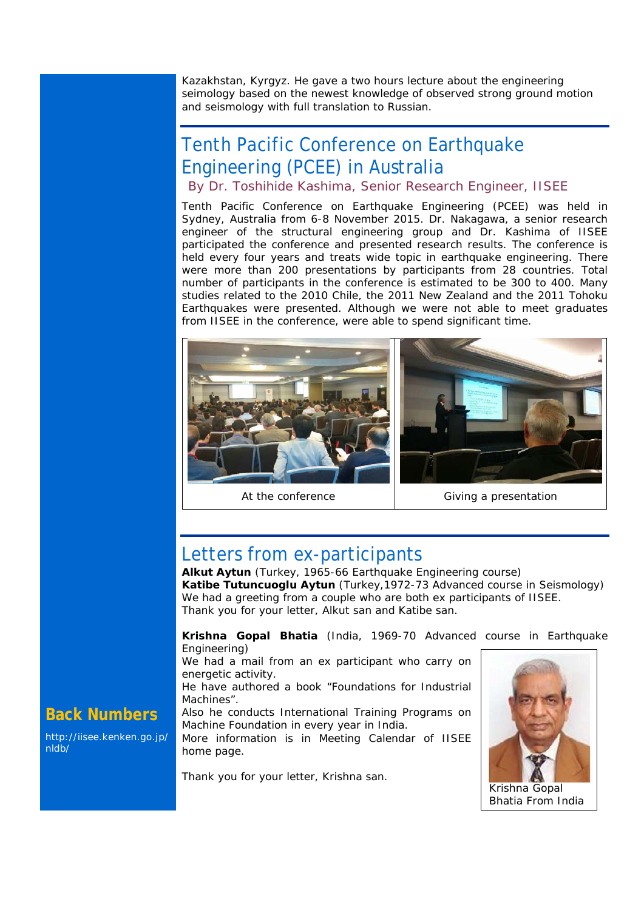Kazakhstan, Kyrgyz. He gave a two hours lecture about the engineering seimology based on the newest knowledge of observed strong ground motion and seismology with full translation to Russian.

## Tenth Pacific Conference on Earthquake Engineering (PCEE) in Australia

By Dr. Toshihide Kashima, Senior Research Engineer, IISEE

Tenth Pacific Conference on Earthquake Engineering (PCEE) was held in Sydney, Australia from 6-8 November 2015. Dr. Nakagawa, a senior research engineer of the structural engineering group and Dr. Kashima of IISEE participated the conference and presented research results. The conference is held every four years and treats wide topic in earthquake engineering. There were more than 200 presentations by participants from 28 countries. Total number of participants in the conference is estimated to be 300 to 400. Many studies related to the 2010 Chile, the 2011 New Zealand and the 2011 Tohoku Earthquakes were presented. Although we were not able to meet graduates from IISEE in the conference, were able to spend significant time.

At the conference

Giving a presentation

## Letters from ex-participants

**Alkut Aytun** (Turkey, 1965-66 Earthquake Engineering course)
**Katibe Tutuncuoglu Aytun** (Turkey,1972-73 Advanced course in Seismology)
We had a greeting from a couple who are both ex participants of IISEE.
Thank you for your letter, Alkut san and Katibe san.

**Krishna Gopal Bhatia** (India, 1969-70 Advanced course in Earthquake Engineering)
We had a mail from an ex participant who carry on energetic activity.
He have authored a book "Foundations for Industrial Machines".
Also he conducts International Training Programs on Machine Foundation in every year in India.
More information is in Meeting Calendar of IISEE home page.

Thank you for your letter, Krishna san.

Krishna Gopal Bhatia From India

## Back Numbers

http://iisee.kenken.go.jp/nldb/